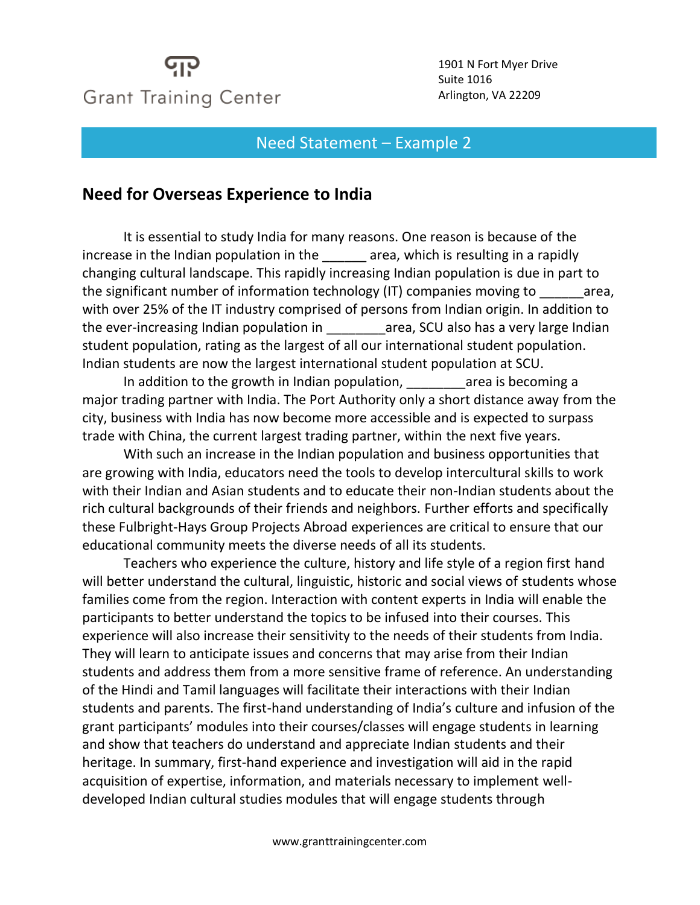Grant Training Center

1901 N Fort Myer Drive
Suite 1016
Arlington, VA 22209

## Need Statement – Example 2

### Need for Overseas Experience to India

It is essential to study India for many reasons. One reason is because of the increase in the Indian population in the ______ area, which is resulting in a rapidly changing cultural landscape. This rapidly increasing Indian population is due in part to the significant number of information technology (IT) companies moving to ______area, with over 25% of the IT industry comprised of persons from Indian origin. In addition to the ever-increasing Indian population in ________area, SCU also has a very large Indian student population, rating as the largest of all our international student population. Indian students are now the largest international student population at SCU.

In addition to the growth in Indian population, ________area is becoming a major trading partner with India. The Port Authority only a short distance away from the city, business with India has now become more accessible and is expected to surpass trade with China, the current largest trading partner, within the next five years.

With such an increase in the Indian population and business opportunities that are growing with India, educators need the tools to develop intercultural skills to work with their Indian and Asian students and to educate their non-Indian students about the rich cultural backgrounds of their friends and neighbors. Further efforts and specifically these Fulbright-Hays Group Projects Abroad experiences are critical to ensure that our educational community meets the diverse needs of all its students.

Teachers who experience the culture, history and life style of a region first hand will better understand the cultural, linguistic, historic and social views of students whose families come from the region. Interaction with content experts in India will enable the participants to better understand the topics to be infused into their courses. This experience will also increase their sensitivity to the needs of their students from India. They will learn to anticipate issues and concerns that may arise from their Indian students and address them from a more sensitive frame of reference. An understanding of the Hindi and Tamil languages will facilitate their interactions with their Indian students and parents. The first-hand understanding of India's culture and infusion of the grant participants' modules into their courses/classes will engage students in learning and show that teachers do understand and appreciate Indian students and their heritage. In summary, first-hand experience and investigation will aid in the rapid acquisition of expertise, information, and materials necessary to implement well-developed Indian cultural studies modules that will engage students through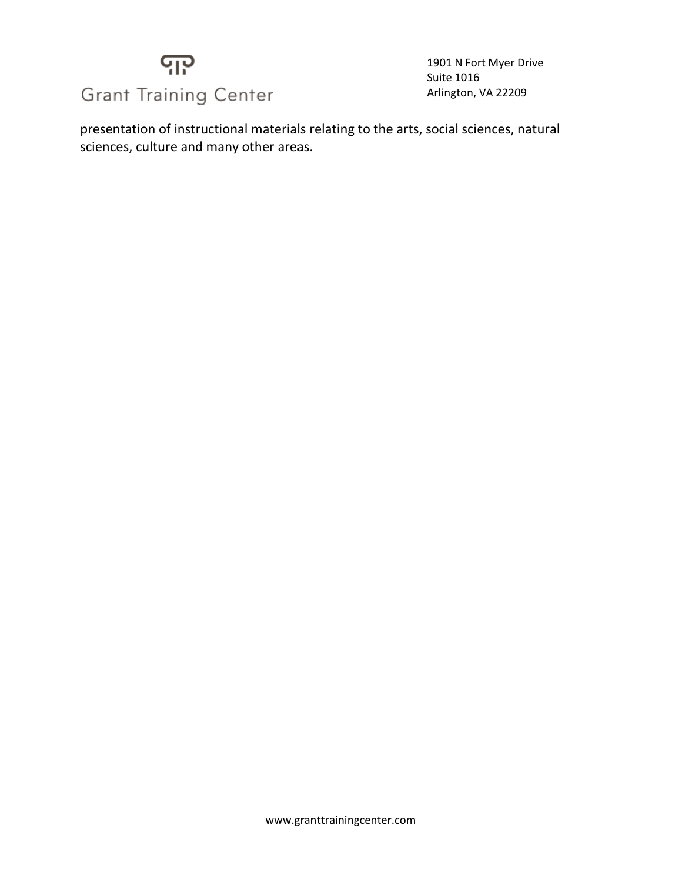presentation of instructional materials relating to the arts, social sciences, natural sciences, culture and many other areas.